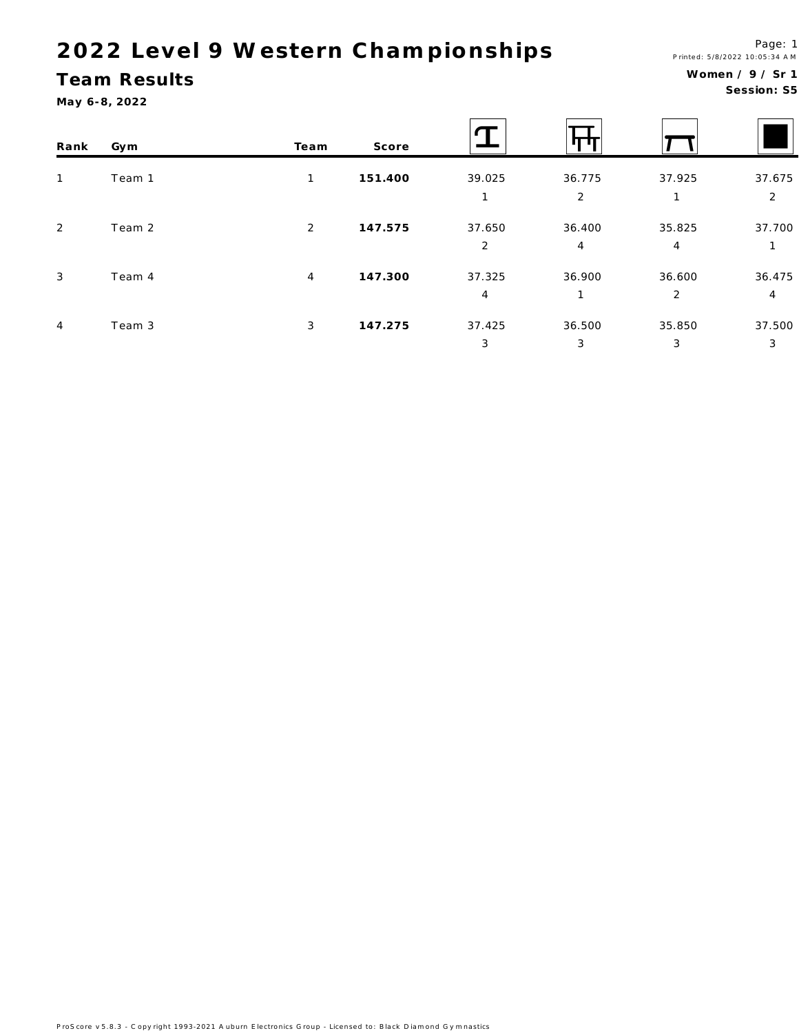# 2022 Level 9 Western Championships

## Team Results

**May 6-8, 2022**

Printed: 5/8/2022 10:05:34 AM

**Women / 9 / Sr 1**

**Session: S5**

| Rank | Gym | Team | Score | Vault | Bars | Beam | Floor |
|---|---|---|---|---|---|---|---|
| 1 | Team 1 | 1 | **151.400** | 39.025<br>1 | 36.775<br>2 | 37.925<br>1 | 37.675<br>2 |
| 2 | Team 2 | 2 | **147.575** | 37.650<br>2 | 36.400<br>4 | 35.825<br>4 | 37.700<br>1 |
| 3 | Team 4 | 4 | **147.300** | 37.325<br>4 | 36.900<br>1 | 36.600<br>2 | 36.475<br>4 |
| 4 | Team 3 | 3 | **147.275** | 37.425<br>3 | 36.500<br>3 | 35.850<br>3 | 37.500<br>3 |

ProScore v5.8.3 - Copyright 1993-2021 Auburn Electronics Group - Licensed to: Black Diamond Gymnastics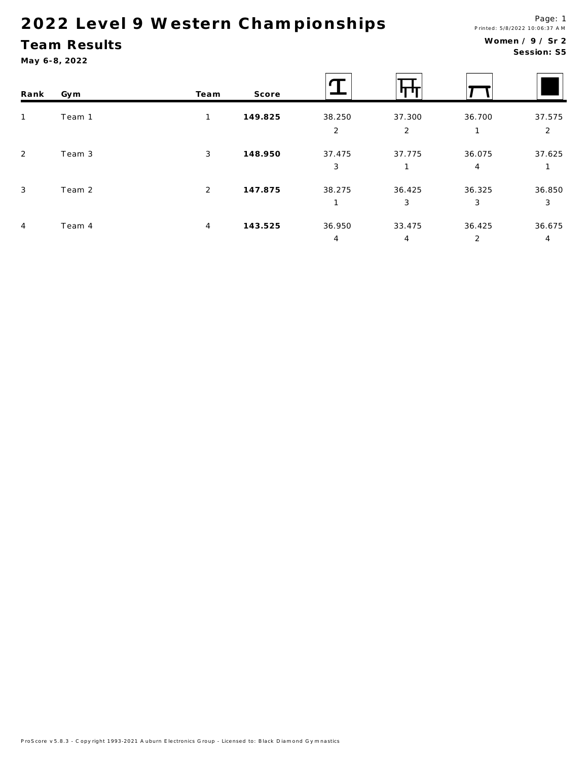# 2022 Level 9 Western Championships

## Team Results

**May 6-8, 2022**

Printed: 5/8/2022 10:06:37 AM

**Women / 9 / Sr 2**
**Session: S5**

| Rank | Gym | Team | Score | Vault | Bars | Beam | Floor |
|---|---|---|---|---|---|---|---|
| 1 | Team 1 | 1 | **149.825** | 38.250<br>2 | 37.300<br>2 | 36.700<br>1 | 37.575<br>2 |
| 2 | Team 3 | 3 | **148.950** | 37.475<br>3 | 37.775<br>1 | 36.075<br>4 | 37.625<br>1 |
| 3 | Team 2 | 2 | **147.875** | 38.275<br>1 | 36.425<br>3 | 36.325<br>3 | 36.850<br>3 |
| 4 | Team 4 | 4 | **143.525** | 36.950<br>4 | 33.475<br>4 | 36.425<br>2 | 36.675<br>4 |

ProScore v5.8.3 - Copyright 1993-2021 Auburn Electronics Group - Licensed to: Black Diamond Gymnastics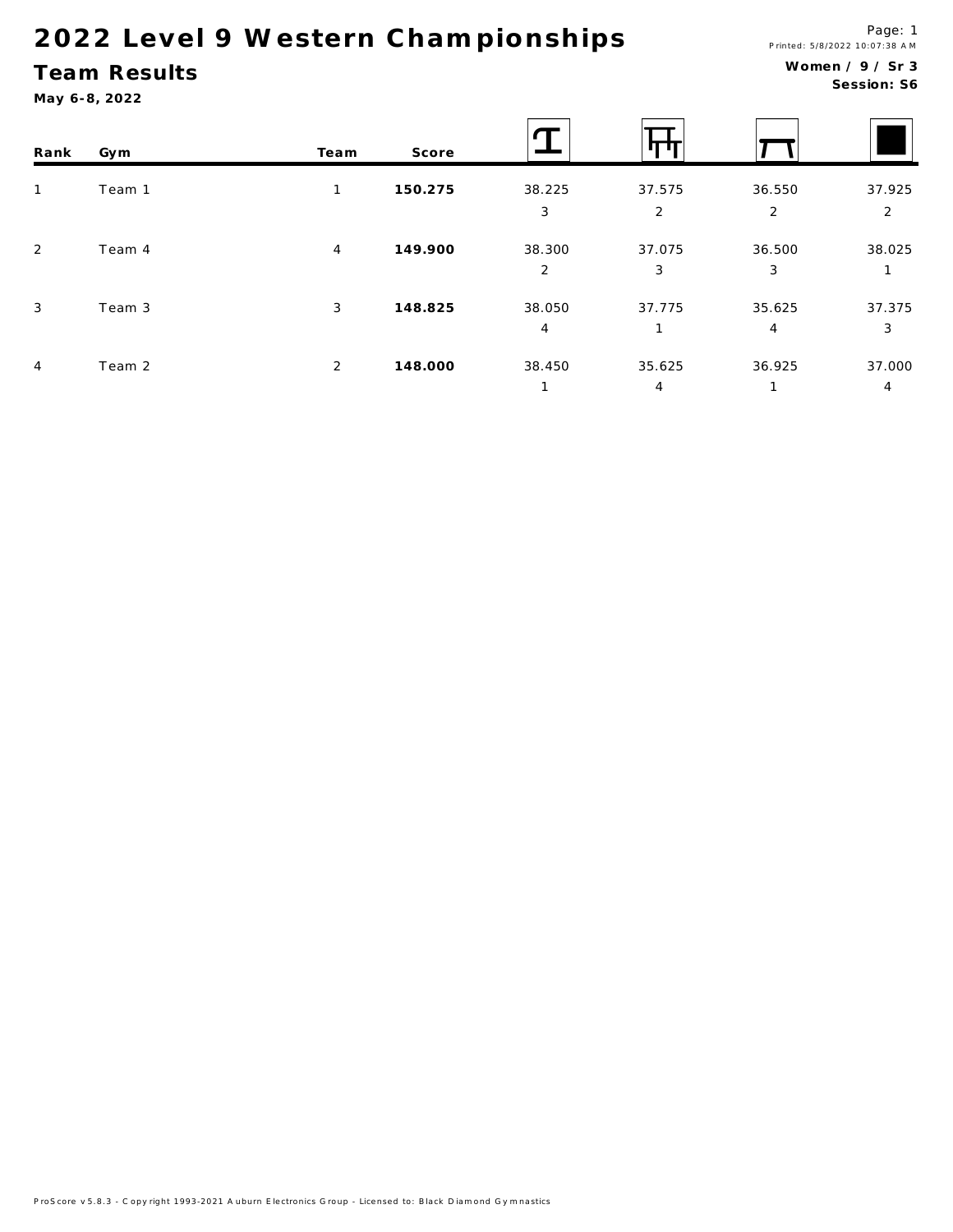# 2022 Level 9 Western Championships

## Team Results

**May 6-8, 2022**

Printed: 5/8/2022 10:07:38 AM

**Women / 9 / Sr 3**
**Session: S6**

| Rank | Gym | Team | Score | Vault | Bars | Beam | Floor |
|---|---|---|---|---|---|---|---|
| 1 | Team 1 | 1 | **150.275** | 38.225<br>3 | 37.575<br>2 | 36.550<br>2 | 37.925<br>2 |
| 2 | Team 4 | 4 | **149.900** | 38.300<br>2 | 37.075<br>3 | 36.500<br>3 | 38.025<br>1 |
| 3 | Team 3 | 3 | **148.825** | 38.050<br>4 | 37.775<br>1 | 35.625<br>4 | 37.375<br>3 |
| 4 | Team 2 | 2 | **148.000** | 38.450<br>1 | 35.625<br>4 | 36.925<br>1 | 37.000<br>4 |

ProScore v5.8.3 - Copyright 1993-2021 Auburn Electronics Group - Licensed to: Black Diamond Gymnastics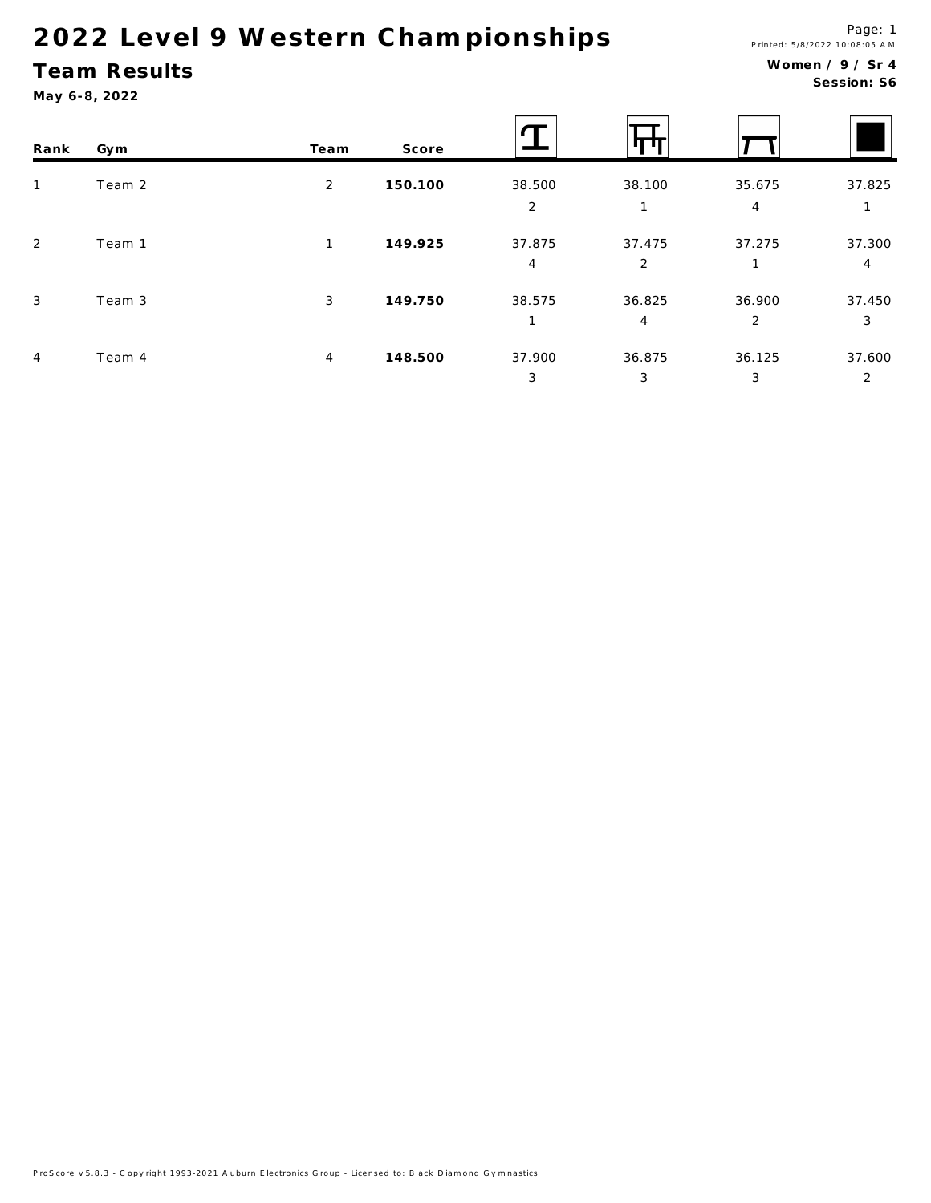# 2022 Level 9 Western Championships

## Team Results

**May 6-8, 2022**

Printed: 5/8/2022 10:08:05 AM

**Women / 9 / Sr 4**
**Session: S6**

| Rank | Gym | Team | Score | Vault | Bars | Beam | Floor |
|---|---|---|---|---|---|---|---|
| 1 | Team 2 | 2 | **150.100** | 38.500<br>2 | 38.100<br>1 | 35.675<br>4 | 37.825<br>1 |
| 2 | Team 1 | 1 | **149.925** | 37.875<br>4 | 37.475<br>2 | 37.275<br>1 | 37.300<br>4 |
| 3 | Team 3 | 3 | **149.750** | 38.575<br>1 | 36.825<br>4 | 36.900<br>2 | 37.450<br>3 |
| 4 | Team 4 | 4 | **148.500** | 37.900<br>3 | 36.875<br>3 | 36.125<br>3 | 37.600<br>2 |

ProScore v5.8.3 - Copyright 1993-2021 Auburn Electronics Group - Licensed to: Black Diamond Gymnastics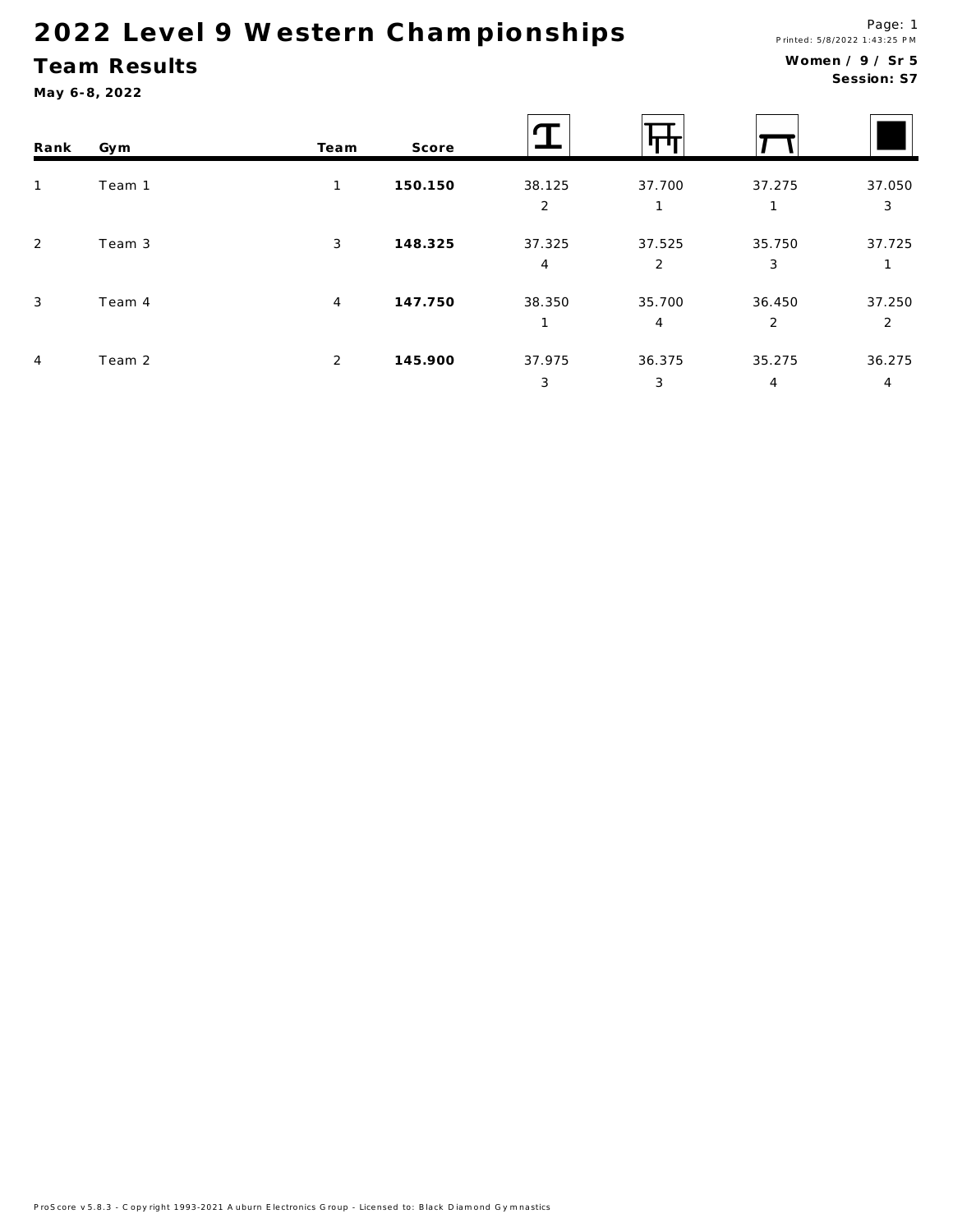# 2022 Level 9 Western Championships

## Team Results

**May 6-8, 2022**

**Women / 9 / Sr 5**
**Session: S7**

| Rank | Gym | Team | Score | Vault | Bars | Beam | Floor |
|---|---|---|---|---|---|---|---|
| 1 | Team 1 | 1 | **150.150** | 38.125<br>2 | 37.700<br>1 | 37.275<br>1 | 37.050<br>3 |
| 2 | Team 3 | 3 | **148.325** | 37.325<br>4 | 37.525<br>2 | 35.750<br>3 | 37.725<br>1 |
| 3 | Team 4 | 4 | **147.750** | 38.350<br>1 | 35.700<br>4 | 36.450<br>2 | 37.250<br>2 |
| 4 | Team 2 | 2 | **145.900** | 37.975<br>3 | 36.375<br>3 | 35.275<br>4 | 36.275<br>4 |

ProScore v5.8.3 - Copyright 1993-2021 Auburn Electronics Group - Licensed to: Black Diamond Gymnastics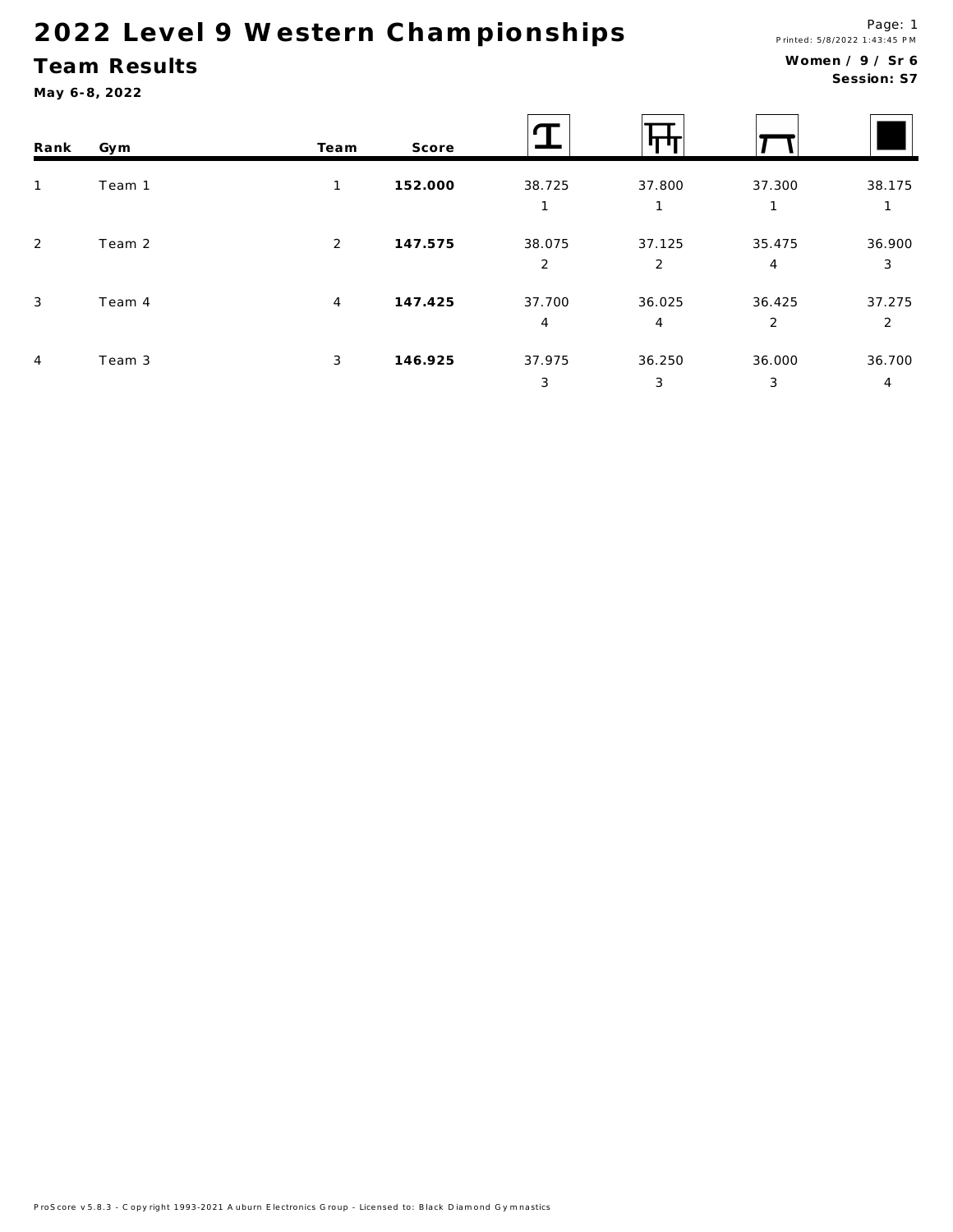# 2022 Level 9 Western Championships

## Team Results

**May 6-8, 2022**

**Women / 9 / Sr 6**
**Session: S7**

| Rank | Gym | Team | Score | Vault | Bars | Beam | Floor |
|---|---|---|---|---|---|---|---|
| 1 | Team 1 | 1 | **152.000** | 38.725<br>1 | 37.800<br>1 | 37.300<br>1 | 38.175<br>1 |
| 2 | Team 2 | 2 | **147.575** | 38.075<br>2 | 37.125<br>2 | 35.475<br>4 | 36.900<br>3 |
| 3 | Team 4 | 4 | **147.425** | 37.700<br>4 | 36.025<br>4 | 36.425<br>2 | 37.275<br>2 |
| 4 | Team 3 | 3 | **146.925** | 37.975<br>3 | 36.250<br>3 | 36.000<br>3 | 36.700<br>4 |

ProScore v5.8.3 - Copyright 1993-2021 Auburn Electronics Group - Licensed to: Black Diamond Gymnastics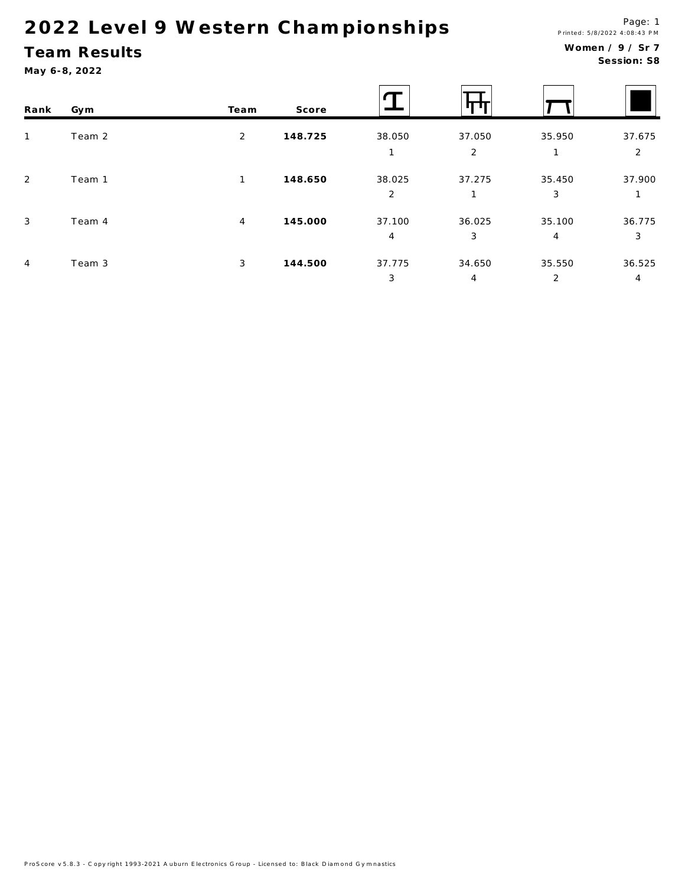# 2022 Level 9 Western Championships

## Team Results

**May 6-8, 2022**

Page: 1
Printed: 5/8/2022 4:08:43 PM

**Women / 9 / Sr 7**
**Session: S8**

| Rank | Gym | Team | Score | Vault | Bars | Beam | Floor |
|---|---|---|---|---|---|---|---|
| 1 | Team 2 | 2 | **148.725** | 38.050 | 37.050 | 35.950 | 37.675 |
| | | | | 1 | 2 | 1 | 2 |
| 2 | Team 1 | 1 | **148.650** | 38.025 | 37.275 | 35.450 | 37.900 |
| | | | | 2 | 1 | 3 | 1 |
| 3 | Team 4 | 4 | **145.000** | 37.100 | 36.025 | 35.100 | 36.775 |
| | | | | 4 | 3 | 4 | 3 |
| 4 | Team 3 | 3 | **144.500** | 37.775 | 34.650 | 35.550 | 36.525 |
| | | | | 3 | 4 | 2 | 4 |

ProScore v5.8.3 - Copyright 1993-2021 Auburn Electronics Group - Licensed to: Black Diamond Gymnastics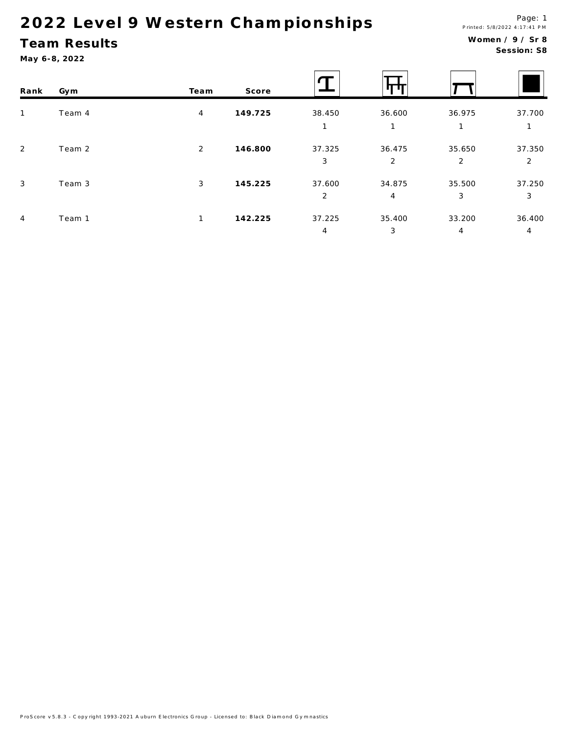# 2022 Level 9 Western Championships

## Team Results

**May 6-8, 2022**

Printed: 5/8/2022 4:17:41 PM

**Women / 9 / Sr 8**
**Session: S8**

| Rank | Gym | Team | Score | Vault | Bars | Beam | Floor |
|---|---|---|---|---|---|---|---|
| 1 | Team 4 | 4 | **149.725** | 38.450<br>1 | 36.600<br>1 | 36.975<br>1 | 37.700<br>1 |
| 2 | Team 2 | 2 | **146.800** | 37.325<br>3 | 36.475<br>2 | 35.650<br>2 | 37.350<br>2 |
| 3 | Team 3 | 3 | **145.225** | 37.600<br>2 | 34.875<br>4 | 35.500<br>3 | 37.250<br>3 |
| 4 | Team 1 | 1 | **142.225** | 37.225<br>4 | 35.400<br>3 | 33.200<br>4 | 36.400<br>4 |

ProScore v5.8.3 - Copyright 1993-2021 Auburn Electronics Group - Licensed to: Black Diamond Gymnastics